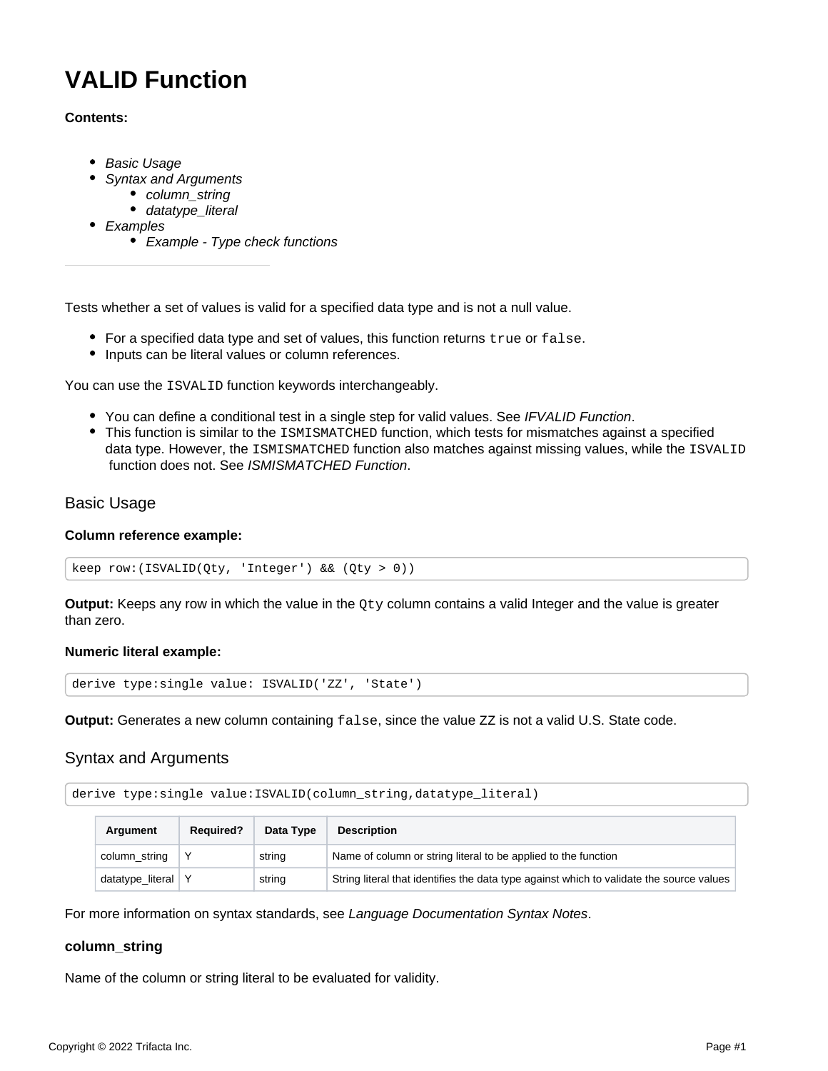# VALID Function

**Contents:**

- *Basic Usage*
- *Syntax and Arguments*
  - *column_string*
  - *datatype_literal*
- *Examples*
  - *Example - Type check functions*

---

Tests whether a set of values is valid for a specified data type and is not a null value.

- For a specified data type and set of values, this function returns `true` or `false`.
- Inputs can be literal values or column references.

You can use the `ISVALID` function keywords interchangeably.

- You can define a conditional test in a single step for valid values. See *IFVALID Function*.
- This function is similar to the `ISMISMATCHED` function, which tests for mismatches against a specified data type. However, the `ISMISMATCHED` function also matches against missing values, while the `ISVALID` function does not. See *ISMISMATCHED Function*.

## Basic Usage

**Column reference example:**

```
keep row:(ISVALID(Qty, 'Integer') && (Qty > 0))
```

**Output:** Keeps any row in which the value in the `Qty` column contains a valid Integer and the value is greater than zero.

**Numeric literal example:**

```
derive type:single value: ISVALID('ZZ', 'State')
```

**Output:** Generates a new column containing `false`, since the value ZZ is not a valid U.S. State code.

## Syntax and Arguments

```
derive type:single value:ISVALID(column_string,datatype_literal)
```

| Argument | Required? | Data Type | Description |
|---|---|---|---|
| column_string | Y | string | Name of column or string literal to be applied to the function |
| datatype_literal | Y | string | String literal that identifies the data type against which to validate the source values |

For more information on syntax standards, see *Language Documentation Syntax Notes*.

### column_string

Name of the column or string literal to be evaluated for validity.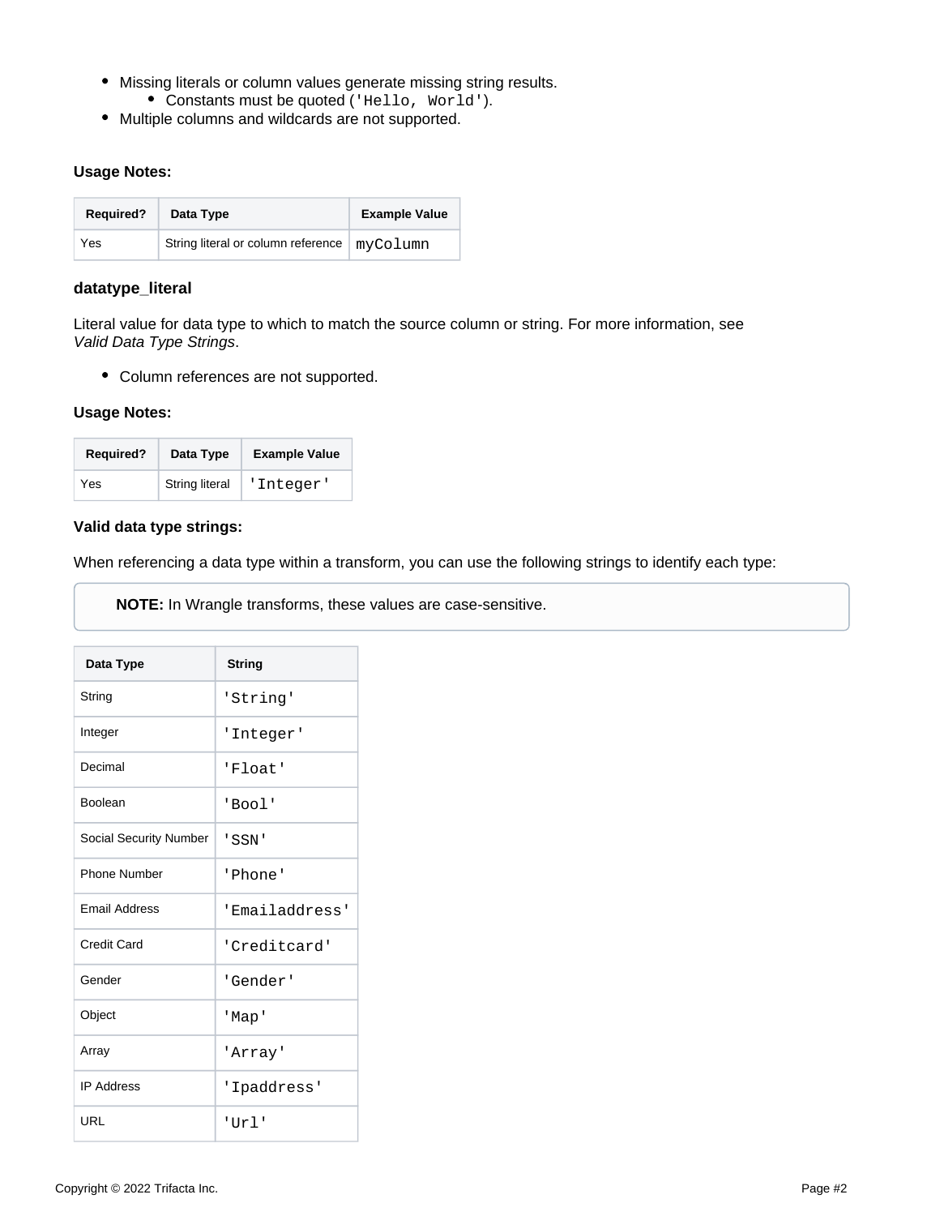- Missing literals or column values generate missing string results.
  - Constants must be quoted (`'Hello, World'`).
- Multiple columns and wildcards are not supported.

**Usage Notes:**

| Required? | Data Type | Example Value |
| --- | --- | --- |
| Yes | String literal or column reference | `myColumn` |

### datatype_literal

Literal value for data type to which to match the source column or string. For more information, see *Valid Data Type Strings*.

- Column references are not supported.

**Usage Notes:**

| Required? | Data Type | Example Value |
| --- | --- | --- |
| Yes | String literal | `'Integer'` |

**Valid data type strings:**

When referencing a data type within a transform, you can use the following strings to identify each type:

> **NOTE:** In Wrangle transforms, these values are case-sensitive.

| Data Type | String |
| --- | --- |
| String | `'String'` |
| Integer | `'Integer'` |
| Decimal | `'Float'` |
| Boolean | `'Bool'` |
| Social Security Number | `'SSN'` |
| Phone Number | `'Phone'` |
| Email Address | `'Emailaddress'` |
| Credit Card | `'Creditcard'` |
| Gender | `'Gender'` |
| Object | `'Map'` |
| Array | `'Array'` |
| IP Address | `'Ipaddress'` |
| URL | `'Url'` |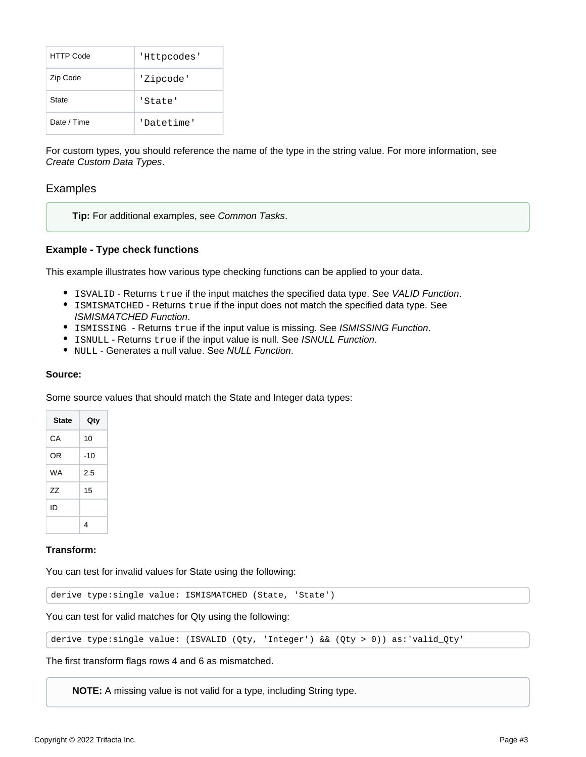| HTTP Code | 'Httpcodes' |
| --- | --- |
| Zip Code | 'Zipcode' |
| State | 'State' |
| Date / Time | 'Datetime' |

For custom types, you should reference the name of the type in the string value. For more information, see *Create Custom Data Types*.

## Examples

> **Tip:** For additional examples, see *Common Tasks*.

### Example - Type check functions

This example illustrates how various type checking functions can be applied to your data.

- `ISVALID` - Returns `true` if the input matches the specified data type. See *VALID Function*.
- `ISMISMATCHED` - Returns `true` if the input does not match the specified data type. See *ISMISMATCHED Function*.
- `ISMISSING` - Returns `true` if the input value is missing. See *ISMISSING Function*.
- `ISNULL` - Returns `true` if the input value is null. See *ISNULL Function*.
- `NULL` - Generates a null value. See *NULL Function*.

**Source:**

Some source values that should match the State and Integer data types:

| State | Qty |
| --- | --- |
| CA | 10 |
| OR | -10 |
| WA | 2.5 |
| ZZ | 15 |
| ID | |
| | 4 |

**Transform:**

You can test for invalid values for State using the following:

```
derive type:single value: ISMISMATCHED (State, 'State')
```

You can test for valid matches for Qty using the following:

```
derive type:single value: (ISVALID (Qty, 'Integer') && (Qty > 0)) as:'valid_Qty'
```

The first transform flags rows 4 and 6 as mismatched.

> **NOTE:** A missing value is not valid for a type, including String type.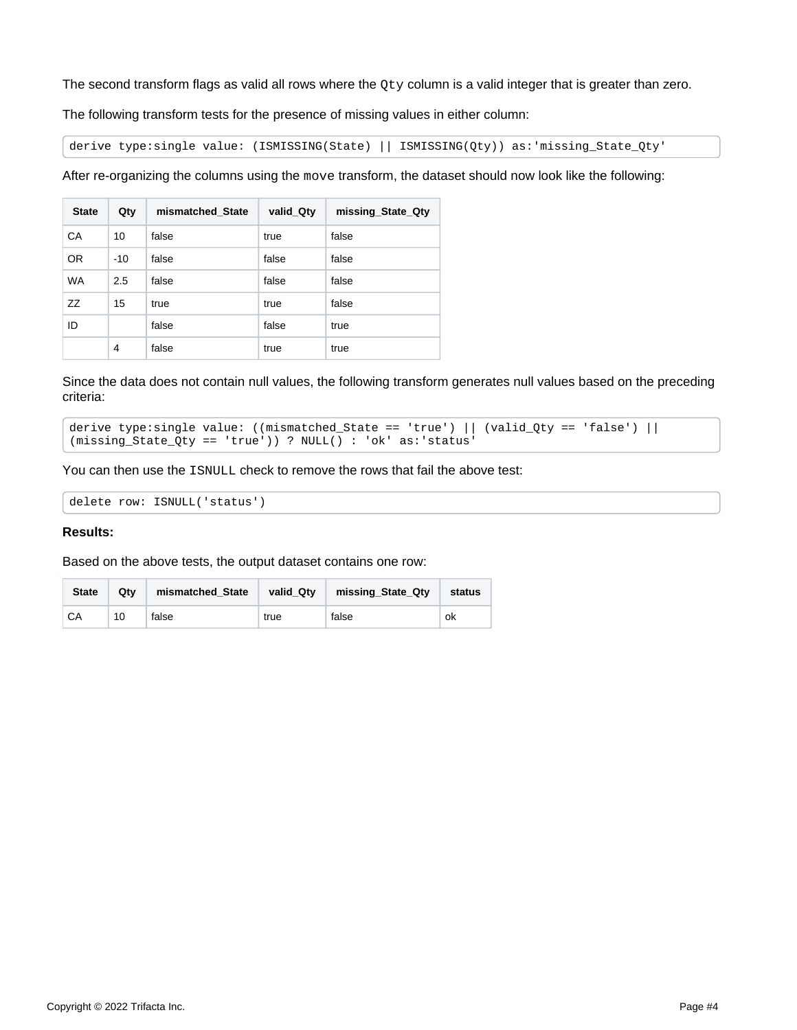The second transform flags as valid all rows where the `Qty` column is a valid integer that is greater than zero.

The following transform tests for the presence of missing values in either column:

```
derive type:single value: (ISMISSING(State) || ISMISSING(Qty)) as:'missing_State_Qty'
```

After re-organizing the columns using the `move` transform, the dataset should now look like the following:

| State | Qty | mismatched_State | valid_Qty | missing_State_Qty |
| --- | --- | --- | --- | --- |
| CA | 10 | false | true | false |
| OR | -10 | false | false | false |
| WA | 2.5 | false | false | false |
| ZZ | 15 | true | true | false |
| ID | | false | false | true |
| | 4 | false | true | true |

Since the data does not contain null values, the following transform generates null values based on the preceding criteria:

```
derive type:single value: ((mismatched_State == 'true') || (valid_Qty == 'false') ||
(missing_State_Qty == 'true')) ? NULL() : 'ok' as:'status'
```

You can then use the `ISNULL` check to remove the rows that fail the above test:

```
delete row: ISNULL('status')
```

**Results:**

Based on the above tests, the output dataset contains one row:

| State | Qty | mismatched_State | valid_Qty | missing_State_Qty | status |
| --- | --- | --- | --- | --- | --- |
| CA | 10 | false | true | false | ok |